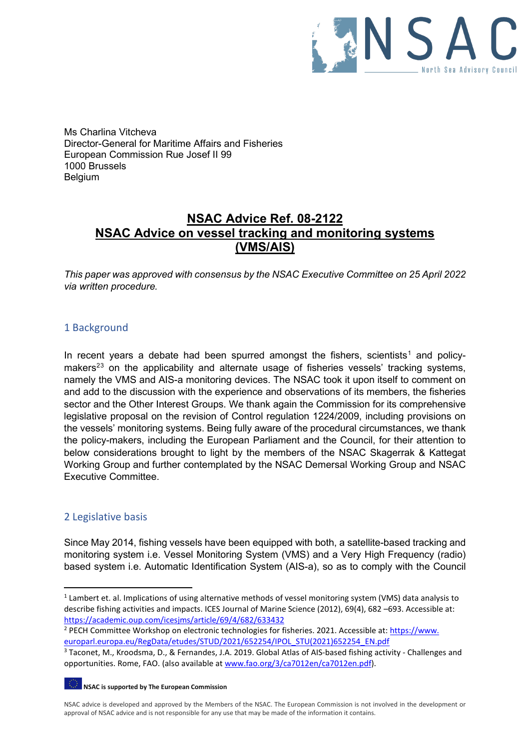Ms Charlina Vitcheva
Director-General for Maritime Affairs and Fisheries
European Commission Rue Josef II 99
1000 Brussels
Belgium

# NSAC Advice Ref. 08-2122
# NSAC Advice on vessel tracking and monitoring systems (VMS/AIS)

*This paper was approved with consensus by the NSAC Executive Committee on 25 April 2022 via written procedure.*

## 1 Background

In recent years a debate had been spurred amongst the fishers, scientists[1] and policy-makers[2][3] on the applicability and alternate usage of fisheries vessels' tracking systems, namely the VMS and AIS-a monitoring devices. The NSAC took it upon itself to comment on and add to the discussion with the experience and observations of its members, the fisheries sector and the Other Interest Groups. We thank again the Commission for its comprehensive legislative proposal on the revision of Control regulation 1224/2009, including provisions on the vessels' monitoring systems. Being fully aware of the procedural circumstances, we thank the policy-makers, including the European Parliament and the Council, for their attention to below considerations brought to light by the members of the NSAC Skagerrak & Kattegat Working Group and further contemplated by the NSAC Demersal Working Group and NSAC Executive Committee.

## 2 Legislative basis

Since May 2014, fishing vessels have been equipped with both, a satellite-based tracking and monitoring system i.e. Vessel Monitoring System (VMS) and a Very High Frequency (radio) based system i.e. Automatic Identification System (AIS-a), so as to comply with the Council

---

[1] Lambert et. al. Implications of using alternative methods of vessel monitoring system (VMS) data analysis to describe fishing activities and impacts. ICES Journal of Marine Science (2012), 69(4), 682 –693. Accessible at: https://academic.oup.com/icesjms/article/69/4/682/633432

[2] PECH Committee Workshop on electronic technologies for fisheries. 2021. Accessible at: https://www.europarl.europa.eu/RegData/etudes/STUD/2021/652254/IPOL_STU(2021)652254_EN.pdf

[3] Taconet, M., Kroodsma, D., & Fernandes, J.A. 2019. Global Atlas of AIS-based fishing activity - Challenges and opportunities. Rome, FAO. (also available at www.fao.org/3/ca7012en/ca7012en.pdf).

**NSAC is supported by The European Commission**

NSAC advice is developed and approved by the Members of the NSAC. The European Commission is not involved in the development or approval of NSAC advice and is not responsible for any use that may be made of the information it contains.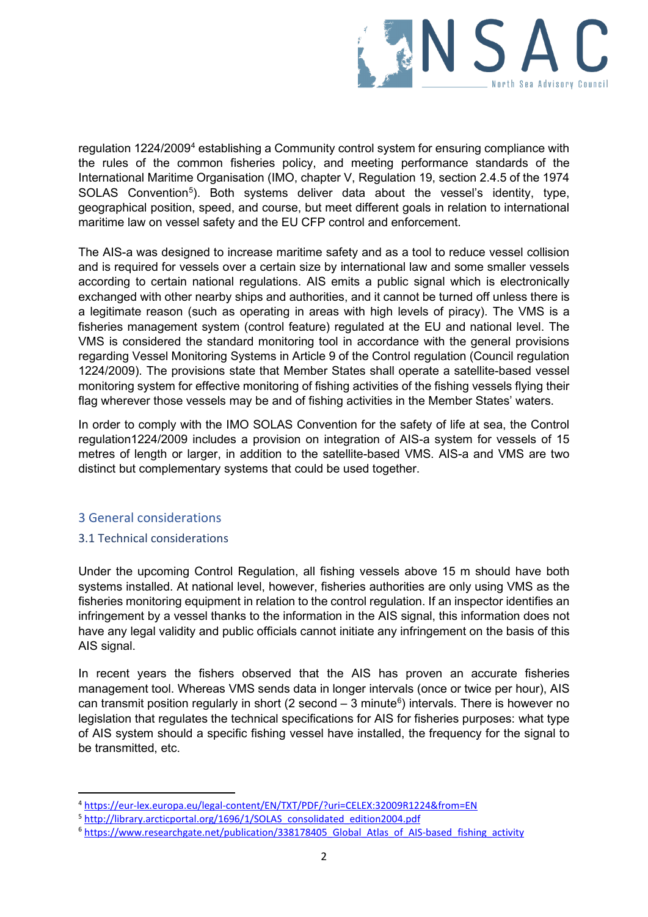regulation 1224/2009[4] establishing a Community control system for ensuring compliance with the rules of the common fisheries policy, and meeting performance standards of the International Maritime Organisation (IMO, chapter V, Regulation 19, section 2.4.5 of the 1974 SOLAS Convention[5]). Both systems deliver data about the vessel's identity, type, geographical position, speed, and course, but meet different goals in relation to international maritime law on vessel safety and the EU CFP control and enforcement.

The AIS-a was designed to increase maritime safety and as a tool to reduce vessel collision and is required for vessels over a certain size by international law and some smaller vessels according to certain national regulations. AIS emits a public signal which is electronically exchanged with other nearby ships and authorities, and it cannot be turned off unless there is a legitimate reason (such as operating in areas with high levels of piracy). The VMS is a fisheries management system (control feature) regulated at the EU and national level. The VMS is considered the standard monitoring tool in accordance with the general provisions regarding Vessel Monitoring Systems in Article 9 of the Control regulation (Council regulation 1224/2009). The provisions state that Member States shall operate a satellite-based vessel monitoring system for effective monitoring of fishing activities of the fishing vessels flying their flag wherever those vessels may be and of fishing activities in the Member States' waters.

In order to comply with the IMO SOLAS Convention for the safety of life at sea, the Control regulation1224/2009 includes a provision on integration of AIS-a system for vessels of 15 metres of length or larger, in addition to the satellite-based VMS. AIS-a and VMS are two distinct but complementary systems that could be used together.

## 3 General considerations

### 3.1 Technical considerations

Under the upcoming Control Regulation, all fishing vessels above 15 m should have both systems installed. At national level, however, fisheries authorities are only using VMS as the fisheries monitoring equipment in relation to the control regulation. If an inspector identifies an infringement by a vessel thanks to the information in the AIS signal, this information does not have any legal validity and public officials cannot initiate any infringement on the basis of this AIS signal.

In recent years the fishers observed that the AIS has proven an accurate fisheries management tool. Whereas VMS sends data in longer intervals (once or twice per hour), AIS can transmit position regularly in short (2 second – 3 minute[6]) intervals. There is however no legislation that regulates the technical specifications for AIS for fisheries purposes: what type of AIS system should a specific fishing vessel have installed, the frequency for the signal to be transmitted, etc.

---

[4] https://eur-lex.europa.eu/legal-content/EN/TXT/PDF/?uri=CELEX:32009R1224&from=EN

[5] http://library.arcticportal.org/1696/1/SOLAS_consolidated_edition2004.pdf

[6] https://www.researchgate.net/publication/338178405_Global_Atlas_of_AIS-based_fishing_activity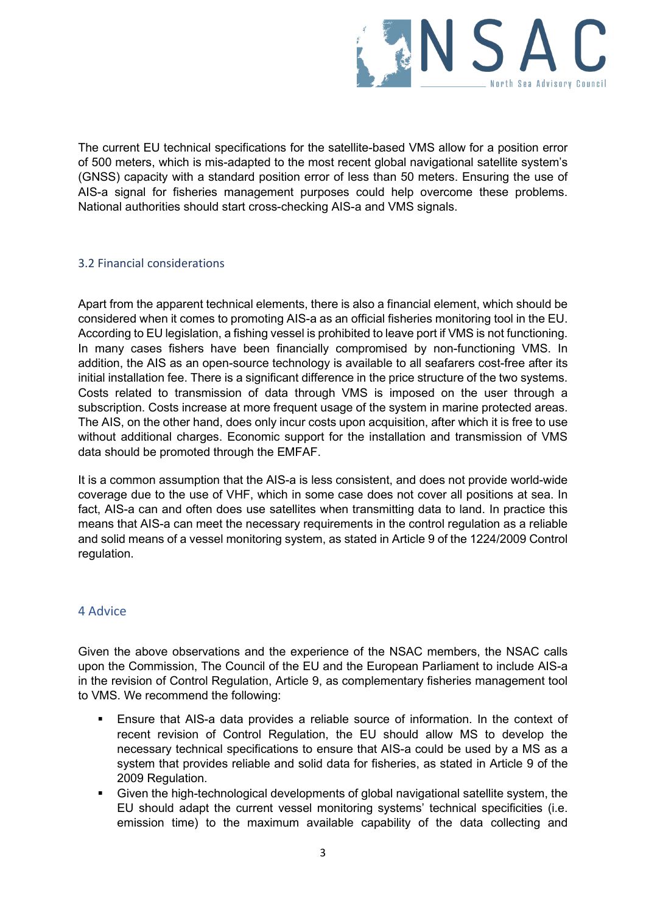The current EU technical specifications for the satellite-based VMS allow for a position error of 500 meters, which is mis-adapted to the most recent global navigational satellite system's (GNSS) capacity with a standard position error of less than 50 meters. Ensuring the use of AIS-a signal for fisheries management purposes could help overcome these problems. National authorities should start cross-checking AIS-a and VMS signals.

### 3.2 Financial considerations

Apart from the apparent technical elements, there is also a financial element, which should be considered when it comes to promoting AIS-a as an official fisheries monitoring tool in the EU. According to EU legislation, a fishing vessel is prohibited to leave port if VMS is not functioning. In many cases fishers have been financially compromised by non-functioning VMS. In addition, the AIS as an open-source technology is available to all seafarers cost-free after its initial installation fee. There is a significant difference in the price structure of the two systems. Costs related to transmission of data through VMS is imposed on the user through a subscription. Costs increase at more frequent usage of the system in marine protected areas. The AIS, on the other hand, does only incur costs upon acquisition, after which it is free to use without additional charges. Economic support for the installation and transmission of VMS data should be promoted through the EMFAF.

It is a common assumption that the AIS-a is less consistent, and does not provide world-wide coverage due to the use of VHF, which in some case does not cover all positions at sea. In fact, AIS-a can and often does use satellites when transmitting data to land. In practice this means that AIS-a can meet the necessary requirements in the control regulation as a reliable and solid means of a vessel monitoring system, as stated in Article 9 of the 1224/2009 Control regulation.

## 4 Advice

Given the above observations and the experience of the NSAC members, the NSAC calls upon the Commission, The Council of the EU and the European Parliament to include AIS-a in the revision of Control Regulation, Article 9, as complementary fisheries management tool to VMS. We recommend the following:

- Ensure that AIS-a data provides a reliable source of information. In the context of recent revision of Control Regulation, the EU should allow MS to develop the necessary technical specifications to ensure that AIS-a could be used by a MS as a system that provides reliable and solid data for fisheries, as stated in Article 9 of the 2009 Regulation.
- Given the high-technological developments of global navigational satellite system, the EU should adapt the current vessel monitoring systems' technical specificities (i.e. emission time) to the maximum available capability of the data collecting and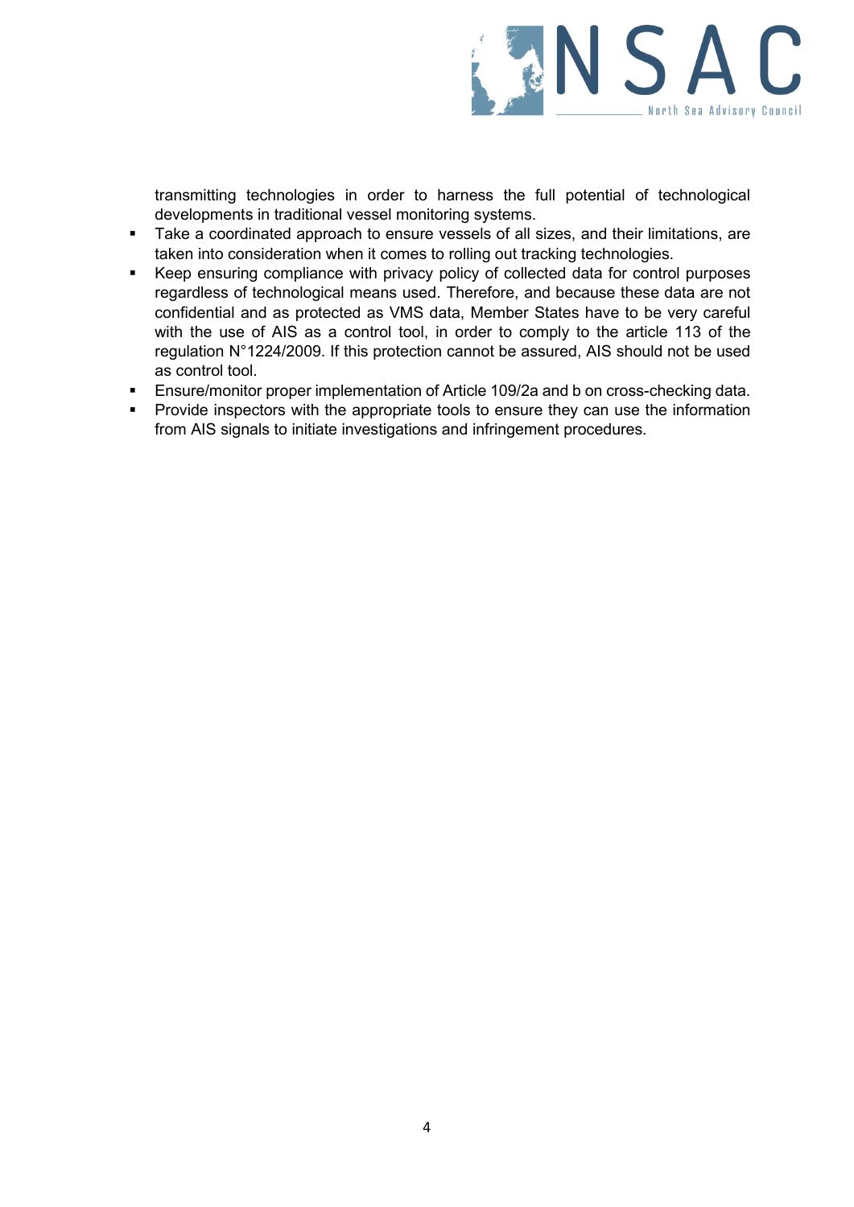transmitting technologies in order to harness the full potential of technological developments in traditional vessel monitoring systems.

- Take a coordinated approach to ensure vessels of all sizes, and their limitations, are taken into consideration when it comes to rolling out tracking technologies.
- Keep ensuring compliance with privacy policy of collected data for control purposes regardless of technological means used. Therefore, and because these data are not confidential and as protected as VMS data, Member States have to be very careful with the use of AIS as a control tool, in order to comply to the article 113 of the regulation N°1224/2009. If this protection cannot be assured, AIS should not be used as control tool.
- Ensure/monitor proper implementation of Article 109/2a and b on cross-checking data.
- Provide inspectors with the appropriate tools to ensure they can use the information from AIS signals to initiate investigations and infringement procedures.